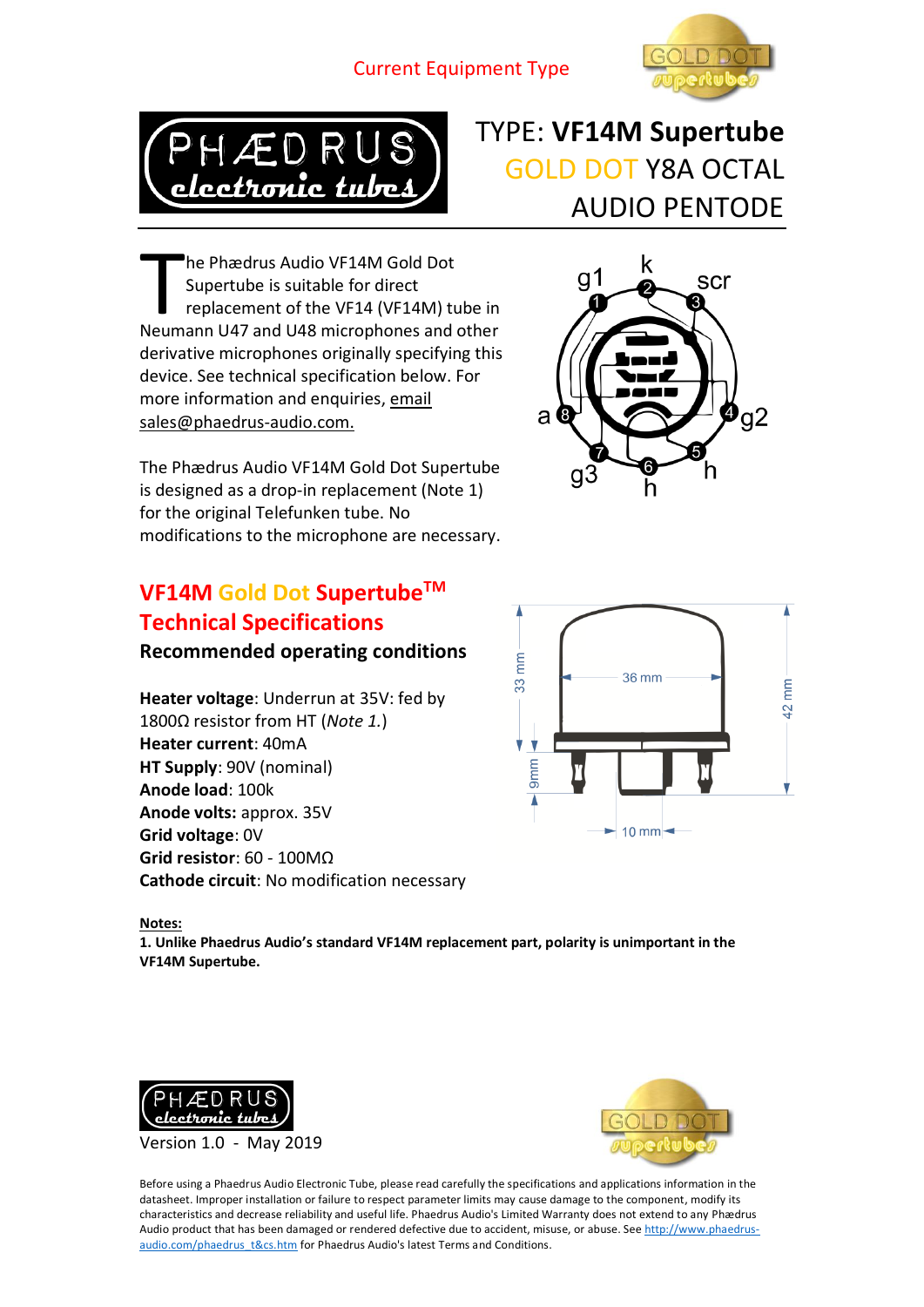Current Equipment Type

# TYPE: **VF14M Supertube**

## GOLD DOT Y8A OCTAL AUDIO PENTODE

The Phædrus Audio VF14M Gold Dot Supertube is suitable for direct replacement of the VF14 (VF14M) tube in Neumann U47 and U48 microphones and other derivative microphones originally specifying this device. See technical specification below. For more information and enquiries, email sales@phaedrus-audio.com.

The Phædrus Audio VF14M Gold Dot Supertube is designed as a drop-in replacement (Note 1) for the original Telefunken tube. No modifications to the microphone are necessary.

## VF14M Gold Dot Supertube™ Technical Specifications

### Recommended operating conditions

**Heater voltage**: Underrun at 35V: fed by 1800Ω resistor from HT (*Note 1.*)
**Heater current**: 40mA
**HT Supply**: 90V (nominal)
**Anode load**: 100k
**Anode volts:** approx. 35V
**Grid voltage**: 0V
**Grid resistor**: 60 - 100MΩ
**Cathode circuit**: No modification necessary

**Notes:**

**1. Unlike Phaedrus Audio's standard VF14M replacement part, polarity is unimportant in the VF14M Supertube.**

Version 1.0 - May 2019

Before using a Phaedrus Audio Electronic Tube, please read carefully the specifications and applications information in the datasheet. Improper installation or failure to respect parameter limits may cause damage to the component, modify its characteristics and decrease reliability and useful life. Phaedrus Audio's Limited Warranty does not extend to any Phædrus Audio product that has been damaged or rendered defective due to accident, misuse, or abuse. See http://www.phaedrus-audio.com/phaedrus_t&cs.htm for Phaedrus Audio's latest Terms and Conditions.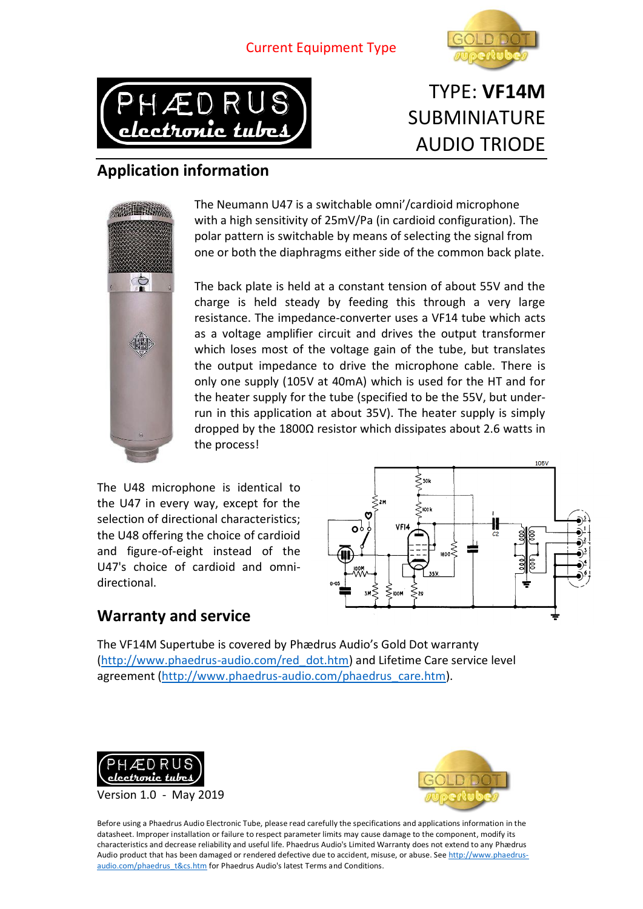Current Equipment Type

TYPE: **VF14M**
SUBMINIATURE
AUDIO TRIODE

## Application information

The Neumann U47 is a switchable omni'/cardioid microphone with a high sensitivity of 25mV/Pa (in cardioid configuration). The polar pattern is switchable by means of selecting the signal from one or both the diaphragms either side of the common back plate.

The back plate is held at a constant tension of about 55V and the charge is held steady by feeding this through a very large resistance. The impedance-converter uses a VF14 tube which acts as a voltage amplifier circuit and drives the output transformer which loses most of the voltage gain of the tube, but translates the output impedance to drive the microphone cable. There is only one supply (105V at 40mA) which is used for the HT and for the heater supply for the tube (specified to be the 55V, but under-run in this application at about 35V). The heater supply is simply dropped by the 1800Ω resistor which dissipates about 2.6 watts in the process!

The U48 microphone is identical to the U47 in every way, except for the selection of directional characteristics; the U48 offering the choice of cardioid and figure-of-eight instead of the U47's choice of cardioid and omni-directional.

105V
30k
2M
100k
VF14
C2
1800
100M
35V
0·05
3M
100M
29

## Warranty and service

The VF14M Supertube is covered by Phædrus Audio's Gold Dot warranty (http://www.phaedrus-audio.com/red_dot.htm) and Lifetime Care service level agreement (http://www.phaedrus-audio.com/phaedrus_care.htm).

Version 1.0 - May 2019

Before using a Phaedrus Audio Electronic Tube, please read carefully the specifications and applications information in the datasheet. Improper installation or failure to respect parameter limits may cause damage to the component, modify its characteristics and decrease reliability and useful life. Phaedrus Audio's Limited Warranty does not extend to any Phædrus Audio product that has been damaged or rendered defective due to accident, misuse, or abuse. See http://www.phaedrus-audio.com/phaedrus_t&cs.htm for Phaedrus Audio's latest Terms and Conditions.